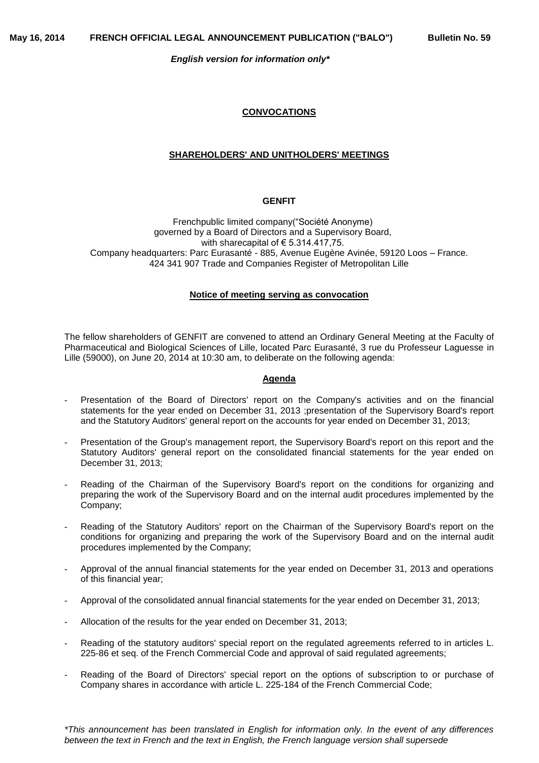**May 16, 2014 FRENCH OFFICIAL LEGAL ANNOUNCEMENT PUBLICATION ("BALO") Bulletin No. 59**

***English version for information only****

## CONVOCATIONS

## SHAREHOLDERS' AND UNITHOLDERS' MEETINGS

### GENFIT

Frenchpublic limited company(“Société Anonyme)
governed by a Board of Directors and a Supervisory Board,
with sharecapital of € 5.314.417,75.
Company headquarters: Parc Eurasanté - 885, Avenue Eugène Avinée, 59120 Loos – France.
424 341 907 Trade and Companies Register of Metropolitan Lille

### Notice of meeting serving as convocation

The fellow shareholders of GENFIT are convened to attend an Ordinary General Meeting at the Faculty of Pharmaceutical and Biological Sciences of Lille, located Parc Eurasanté, 3 rue du Professeur Laguesse in Lille (59000), on June 20, 2014 at 10:30 am, to deliberate on the following agenda:

### Agenda

- Presentation of the Board of Directors' report on the Company's activities and on the financial statements for the year ended on December 31, 2013 ;presentation of the Supervisory Board's report and the Statutory Auditors' general report on the accounts for year ended on December 31, 2013;
- Presentation of the Group's management report, the Supervisory Board's report on this report and the Statutory Auditors' general report on the consolidated financial statements for the year ended on December 31, 2013;
- Reading of the Chairman of the Supervisory Board's report on the conditions for organizing and preparing the work of the Supervisory Board and on the internal audit procedures implemented by the Company;
- Reading of the Statutory Auditors' report on the Chairman of the Supervisory Board's report on the conditions for organizing and preparing the work of the Supervisory Board and on the internal audit procedures implemented by the Company;
- Approval of the annual financial statements for the year ended on December 31, 2013 and operations of this financial year;
- Approval of the consolidated annual financial statements for the year ended on December 31, 2013;
- Allocation of the results for the year ended on December 31, 2013;
- Reading of the statutory auditors' special report on the regulated agreements referred to in articles L. 225-86 et seq. of the French Commercial Code and approval of said regulated agreements;
- Reading of the Board of Directors' special report on the options of subscription to or purchase of Company shares in accordance with article L. 225-184 of the French Commercial Code;

*\*This announcement has been translated in English for information only. In the event of any differences between the text in French and the text in English, the French language version shall supersede*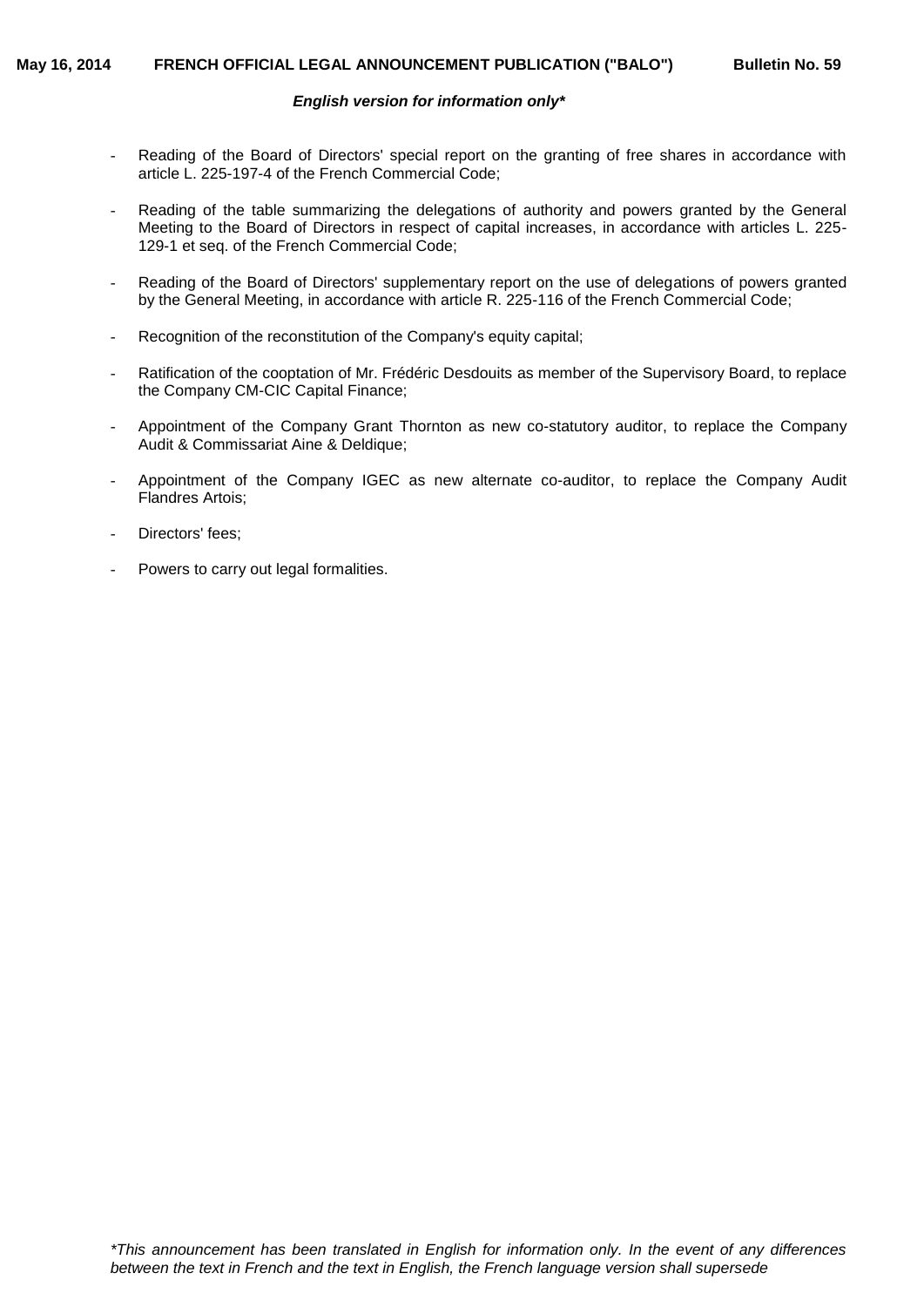- Reading of the Board of Directors' special report on the granting of free shares in accordance with article L. 225-197-4 of the French Commercial Code;
- Reading of the table summarizing the delegations of authority and powers granted by the General Meeting to the Board of Directors in respect of capital increases, in accordance with articles L. 225-129-1 et seq. of the French Commercial Code;
- Reading of the Board of Directors' supplementary report on the use of delegations of powers granted by the General Meeting, in accordance with article R. 225-116 of the French Commercial Code;
- Recognition of the reconstitution of the Company's equity capital;
- Ratification of the cooptation of Mr. Frédéric Desdouits as member of the Supervisory Board, to replace the Company CM-CIC Capital Finance;
- Appointment of the Company Grant Thornton as new co-statutory auditor, to replace the Company Audit & Commissariat Aine & Deldique;
- Appointment of the Company IGEC as new alternate co-auditor, to replace the Company Audit Flandres Artois;
- Directors' fees;
- Powers to carry out legal formalities.

*\*This announcement has been translated in English for information only. In the event of any differences between the text in French and the text in English, the French language version shall supersede*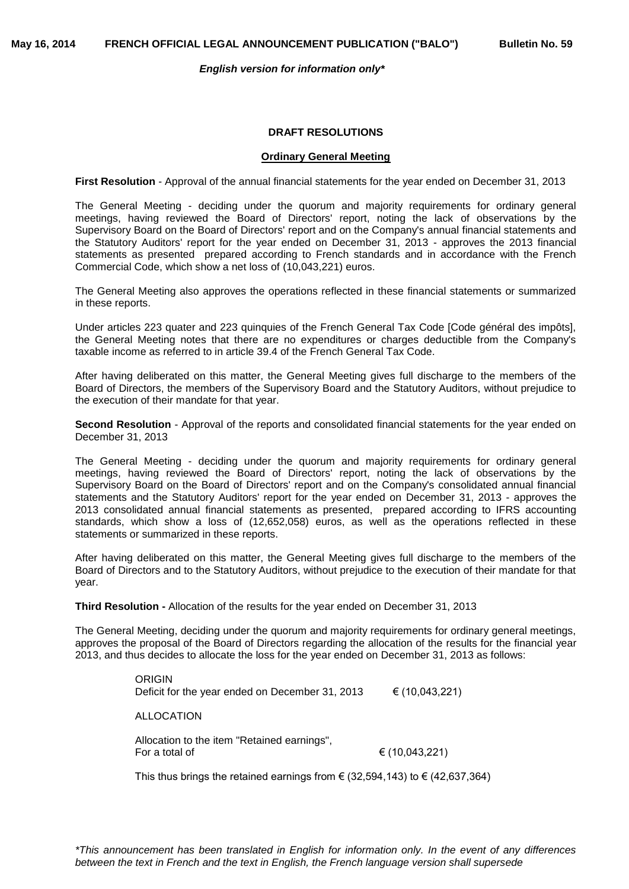*English version for information only**

**DRAFT RESOLUTIONS**

**Ordinary General Meeting**

**First Resolution** - Approval of the annual financial statements for the year ended on December 31, 2013

The General Meeting - deciding under the quorum and majority requirements for ordinary general meetings, having reviewed the Board of Directors' report, noting the lack of observations by the Supervisory Board on the Board of Directors' report and on the Company's annual financial statements and the Statutory Auditors' report for the year ended on December 31, 2013 - approves the 2013 financial statements as presented prepared according to French standards and in accordance with the French Commercial Code, which show a net loss of (10,043,221) euros.

The General Meeting also approves the operations reflected in these financial statements or summarized in these reports.

Under articles 223 quater and 223 quinquies of the French General Tax Code [Code général des impôts], the General Meeting notes that there are no expenditures or charges deductible from the Company's taxable income as referred to in article 39.4 of the French General Tax Code.

After having deliberated on this matter, the General Meeting gives full discharge to the members of the Board of Directors, the members of the Supervisory Board and the Statutory Auditors, without prejudice to the execution of their mandate for that year.

**Second Resolution** - Approval of the reports and consolidated financial statements for the year ended on December 31, 2013

The General Meeting - deciding under the quorum and majority requirements for ordinary general meetings, having reviewed the Board of Directors' report, noting the lack of observations by the Supervisory Board on the Board of Directors' report and on the Company's consolidated annual financial statements and the Statutory Auditors' report for the year ended on December 31, 2013 - approves the 2013 consolidated annual financial statements as presented, prepared according to IFRS accounting standards, which show a loss of (12,652,058) euros, as well as the operations reflected in these statements or summarized in these reports.

After having deliberated on this matter, the General Meeting gives full discharge to the members of the Board of Directors and to the Statutory Auditors, without prejudice to the execution of their mandate for that year.

**Third Resolution -** Allocation of the results for the year ended on December 31, 2013

The General Meeting, deciding under the quorum and majority requirements for ordinary general meetings, approves the proposal of the Board of Directors regarding the allocation of the results for the financial year 2013, and thus decides to allocate the loss for the year ended on December 31, 2013 as follows:

ORIGIN
Deficit for the year ended on December 31, 2013 € (10,043,221)

ALLOCATION

Allocation to the item "Retained earnings",
For a total of € (10,043,221)

This thus brings the retained earnings from € (32,594,143) to € (42,637,364)

*\*This announcement has been translated in English for information only. In the event of any differences between the text in French and the text in English, the French language version shall supersede*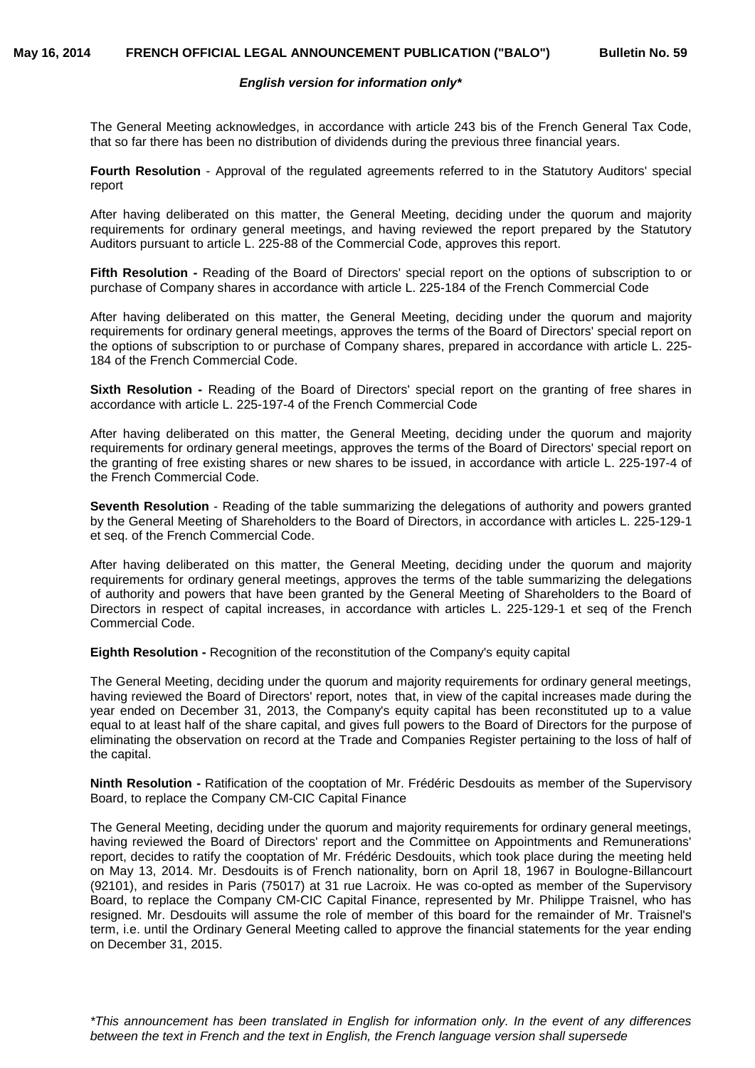*English version for information only**

The General Meeting acknowledges, in accordance with article 243 bis of the French General Tax Code, that so far there has been no distribution of dividends during the previous three financial years.

**Fourth Resolution** - Approval of the regulated agreements referred to in the Statutory Auditors' special report

After having deliberated on this matter, the General Meeting, deciding under the quorum and majority requirements for ordinary general meetings, and having reviewed the report prepared by the Statutory Auditors pursuant to article L. 225-88 of the Commercial Code, approves this report.

**Fifth Resolution -** Reading of the Board of Directors' special report on the options of subscription to or purchase of Company shares in accordance with article L. 225-184 of the French Commercial Code

After having deliberated on this matter, the General Meeting, deciding under the quorum and majority requirements for ordinary general meetings, approves the terms of the Board of Directors' special report on the options of subscription to or purchase of Company shares, prepared in accordance with article L. 225-184 of the French Commercial Code.

**Sixth Resolution -** Reading of the Board of Directors' special report on the granting of free shares in accordance with article L. 225-197-4 of the French Commercial Code

After having deliberated on this matter, the General Meeting, deciding under the quorum and majority requirements for ordinary general meetings, approves the terms of the Board of Directors' special report on the granting of free existing shares or new shares to be issued, in accordance with article L. 225-197-4 of the French Commercial Code.

**Seventh Resolution** - Reading of the table summarizing the delegations of authority and powers granted by the General Meeting of Shareholders to the Board of Directors, in accordance with articles L. 225-129-1 et seq. of the French Commercial Code.

After having deliberated on this matter, the General Meeting, deciding under the quorum and majority requirements for ordinary general meetings, approves the terms of the table summarizing the delegations of authority and powers that have been granted by the General Meeting of Shareholders to the Board of Directors in respect of capital increases, in accordance with articles L. 225-129-1 et seq of the French Commercial Code.

**Eighth Resolution -** Recognition of the reconstitution of the Company's equity capital

The General Meeting, deciding under the quorum and majority requirements for ordinary general meetings, having reviewed the Board of Directors' report, notes that, in view of the capital increases made during the year ended on December 31, 2013, the Company's equity capital has been reconstituted up to a value equal to at least half of the share capital, and gives full powers to the Board of Directors for the purpose of eliminating the observation on record at the Trade and Companies Register pertaining to the loss of half of the capital.

**Ninth Resolution -** Ratification of the cooptation of Mr. Frédéric Desdouits as member of the Supervisory Board, to replace the Company CM-CIC Capital Finance

The General Meeting, deciding under the quorum and majority requirements for ordinary general meetings, having reviewed the Board of Directors' report and the Committee on Appointments and Remunerations' report, decides to ratify the cooptation of Mr. Frédéric Desdouits, which took place during the meeting held on May 13, 2014. Mr. Desdouits is of French nationality, born on April 18, 1967 in Boulogne-Billancourt (92101), and resides in Paris (75017) at 31 rue Lacroix. He was co-opted as member of the Supervisory Board, to replace the Company CM-CIC Capital Finance, represented by Mr. Philippe Traisnel, who has resigned. Mr. Desdouits will assume the role of member of this board for the remainder of Mr. Traisnel's term, i.e. until the Ordinary General Meeting called to approve the financial statements for the year ending on December 31, 2015.

**This announcement has been translated in English for information only. In the event of any differences between the text in French and the text in English, the French language version shall supersede*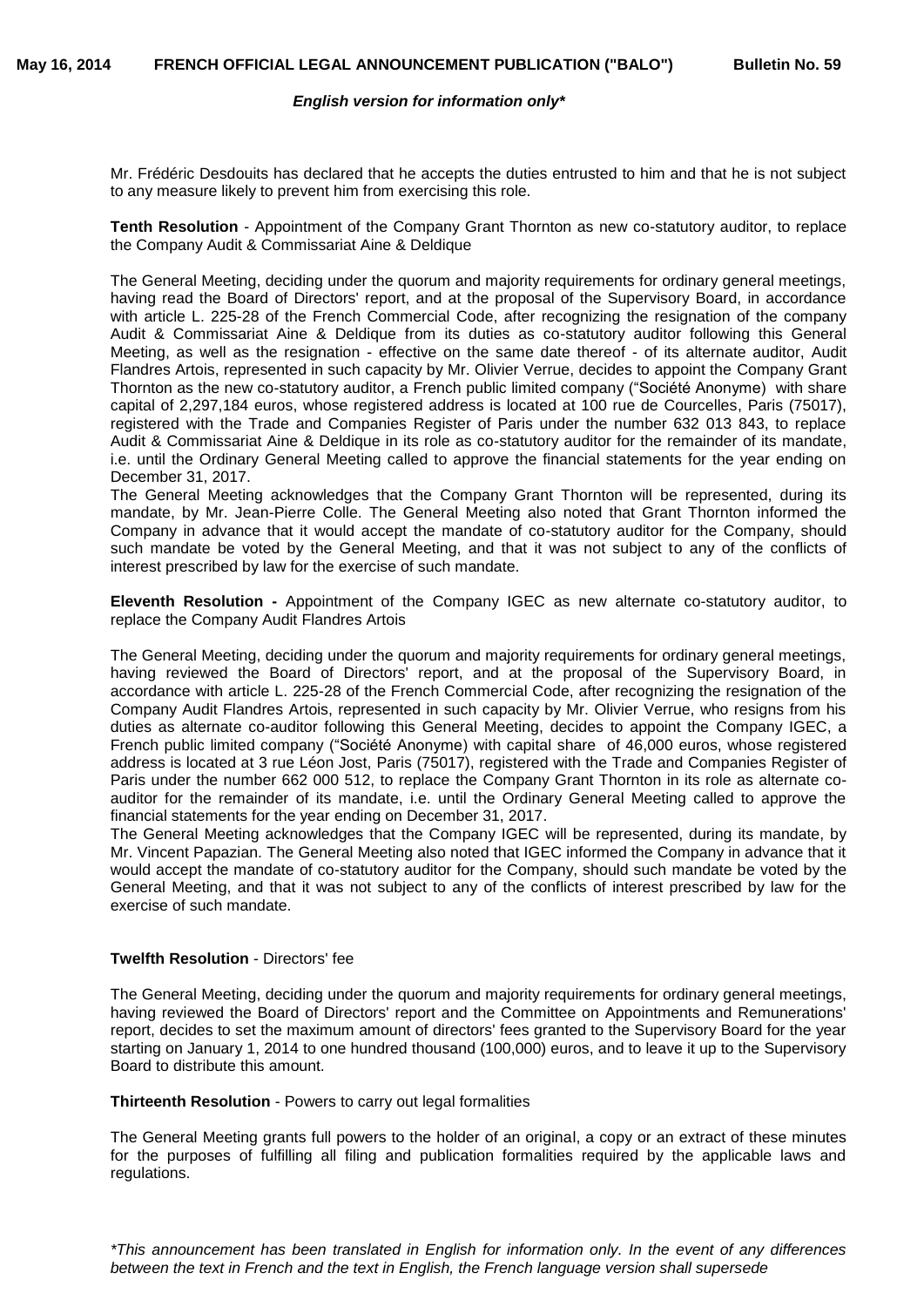*English version for information only**

Mr. Frédéric Desdouits has declared that he accepts the duties entrusted to him and that he is not subject to any measure likely to prevent him from exercising this role.

**Tenth Resolution** - Appointment of the Company Grant Thornton as new co-statutory auditor, to replace the Company Audit & Commissariat Aine & Deldique

The General Meeting, deciding under the quorum and majority requirements for ordinary general meetings, having read the Board of Directors' report, and at the proposal of the Supervisory Board, in accordance with article L. 225-28 of the French Commercial Code, after recognizing the resignation of the company Audit & Commissariat Aine & Deldique from its duties as co-statutory auditor following this General Meeting, as well as the resignation - effective on the same date thereof - of its alternate auditor, Audit Flandres Artois, represented in such capacity by Mr. Olivier Verrue, decides to appoint the Company Grant Thornton as the new co-statutory auditor, a French public limited company ("Société Anonyme) with share capital of 2,297,184 euros, whose registered address is located at 100 rue de Courcelles, Paris (75017), registered with the Trade and Companies Register of Paris under the number 632 013 843, to replace Audit & Commissariat Aine & Deldique in its role as co-statutory auditor for the remainder of its mandate, i.e. until the Ordinary General Meeting called to approve the financial statements for the year ending on December 31, 2017.
The General Meeting acknowledges that the Company Grant Thornton will be represented, during its mandate, by Mr. Jean-Pierre Colle. The General Meeting also noted that Grant Thornton informed the Company in advance that it would accept the mandate of co-statutory auditor for the Company, should such mandate be voted by the General Meeting, and that it was not subject to any of the conflicts of interest prescribed by law for the exercise of such mandate.

**Eleventh Resolution -** Appointment of the Company IGEC as new alternate co-statutory auditor, to replace the Company Audit Flandres Artois

The General Meeting, deciding under the quorum and majority requirements for ordinary general meetings, having reviewed the Board of Directors' report, and at the proposal of the Supervisory Board, in accordance with article L. 225-28 of the French Commercial Code, after recognizing the resignation of the Company Audit Flandres Artois, represented in such capacity by Mr. Olivier Verrue, who resigns from his duties as alternate co-auditor following this General Meeting, decides to appoint the Company IGEC, a French public limited company ("Société Anonyme) with capital share of 46,000 euros, whose registered address is located at 3 rue Léon Jost, Paris (75017), registered with the Trade and Companies Register of Paris under the number 662 000 512, to replace the Company Grant Thornton in its role as alternate co-auditor for the remainder of its mandate, i.e. until the Ordinary General Meeting called to approve the financial statements for the year ending on December 31, 2017.
The General Meeting acknowledges that the Company IGEC will be represented, during its mandate, by Mr. Vincent Papazian. The General Meeting also noted that IGEC informed the Company in advance that it would accept the mandate of co-statutory auditor for the Company, should such mandate be voted by the General Meeting, and that it was not subject to any of the conflicts of interest prescribed by law for the exercise of such mandate.

**Twelfth Resolution** - Directors' fee

The General Meeting, deciding under the quorum and majority requirements for ordinary general meetings, having reviewed the Board of Directors' report and the Committee on Appointments and Remunerations' report, decides to set the maximum amount of directors' fees granted to the Supervisory Board for the year starting on January 1, 2014 to one hundred thousand (100,000) euros, and to leave it up to the Supervisory Board to distribute this amount.

**Thirteenth Resolution** - Powers to carry out legal formalities

The General Meeting grants full powers to the holder of an original, a copy or an extract of these minutes for the purposes of fulfilling all filing and publication formalities required by the applicable laws and regulations.

**This announcement has been translated in English for information only. In the event of any differences between the text in French and the text in English, the French language version shall supersede*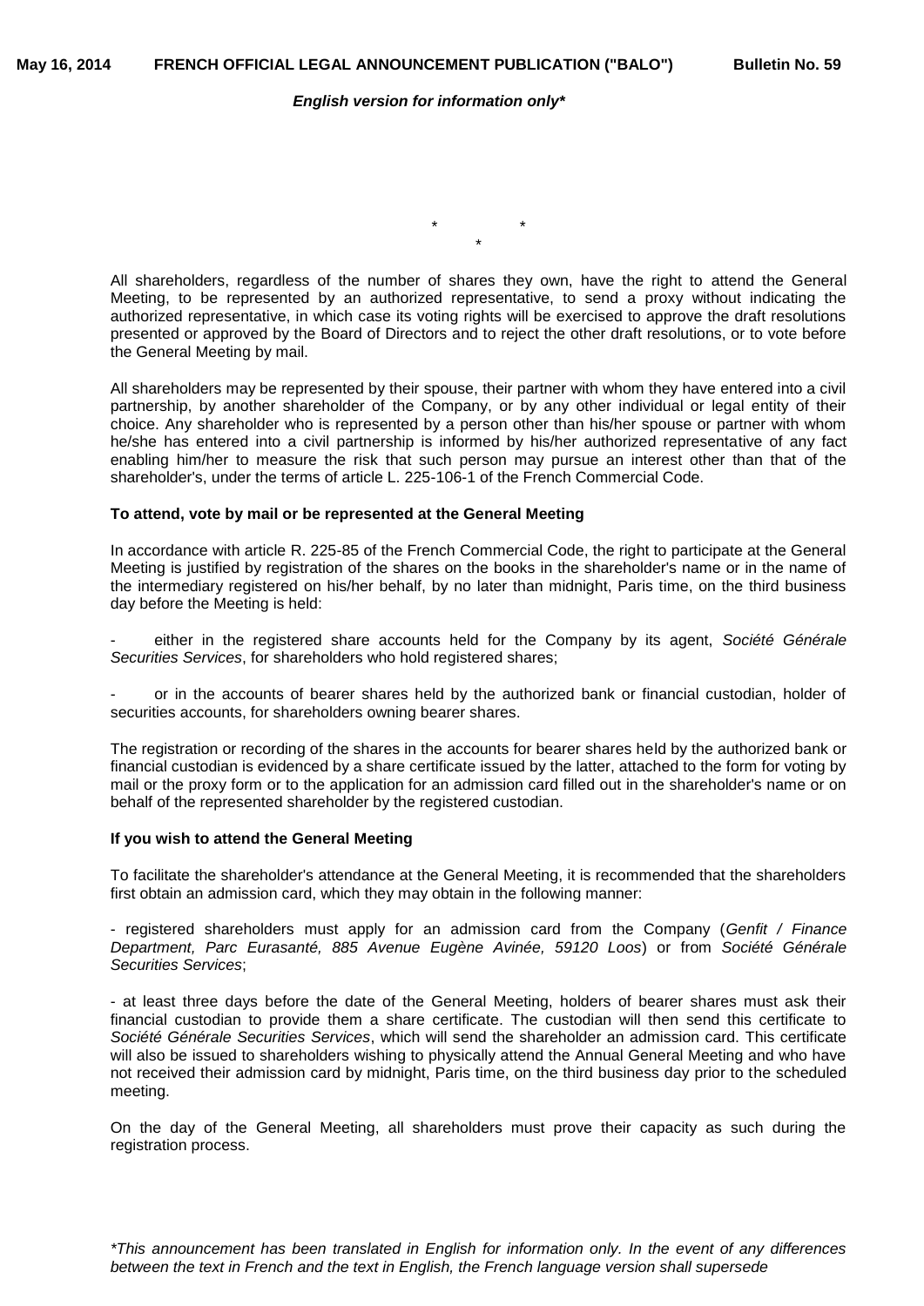*English version for information only**

\*   \*
\*

All shareholders, regardless of the number of shares they own, have the right to attend the General Meeting, to be represented by an authorized representative, to send a proxy without indicating the authorized representative, in which case its voting rights will be exercised to approve the draft resolutions presented or approved by the Board of Directors and to reject the other draft resolutions, or to vote before the General Meeting by mail.

All shareholders may be represented by their spouse, their partner with whom they have entered into a civil partnership, by another shareholder of the Company, or by any other individual or legal entity of their choice. Any shareholder who is represented by a person other than his/her spouse or partner with whom he/she has entered into a civil partnership is informed by his/her authorized representative of any fact enabling him/her to measure the risk that such person may pursue an interest other than that of the shareholder's, under the terms of article L. 225-106-1 of the French Commercial Code.

**To attend, vote by mail or be represented at the General Meeting**

In accordance with article R. 225-85 of the French Commercial Code, the right to participate at the General Meeting is justified by registration of the shares on the books in the shareholder's name or in the name of the intermediary registered on his/her behalf, by no later than midnight, Paris time, on the third business day before the Meeting is held:

- either in the registered share accounts held for the Company by its agent, *Société Générale Securities Services*, for shareholders who hold registered shares;

- or in the accounts of bearer shares held by the authorized bank or financial custodian, holder of securities accounts, for shareholders owning bearer shares.

The registration or recording of the shares in the accounts for bearer shares held by the authorized bank or financial custodian is evidenced by a share certificate issued by the latter, attached to the form for voting by mail or the proxy form or to the application for an admission card filled out in the shareholder's name or on behalf of the represented shareholder by the registered custodian.

**If you wish to attend the General Meeting**

To facilitate the shareholder's attendance at the General Meeting, it is recommended that the shareholders first obtain an admission card, which they may obtain in the following manner:

- registered shareholders must apply for an admission card from the Company (*Genfit / Finance Department, Parc Eurasanté, 885 Avenue Eugène Avinée, 59120 Loos*) or from *Société Générale Securities Services*;

- at least three days before the date of the General Meeting, holders of bearer shares must ask their financial custodian to provide them a share certificate. The custodian will then send this certificate to *Société Générale Securities Services*, which will send the shareholder an admission card. This certificate will also be issued to shareholders wishing to physically attend the Annual General Meeting and who have not received their admission card by midnight, Paris time, on the third business day prior to the scheduled meeting.

On the day of the General Meeting, all shareholders must prove their capacity as such during the registration process.

*\*This announcement has been translated in English for information only. In the event of any differences between the text in French and the text in English, the French language version shall supersede*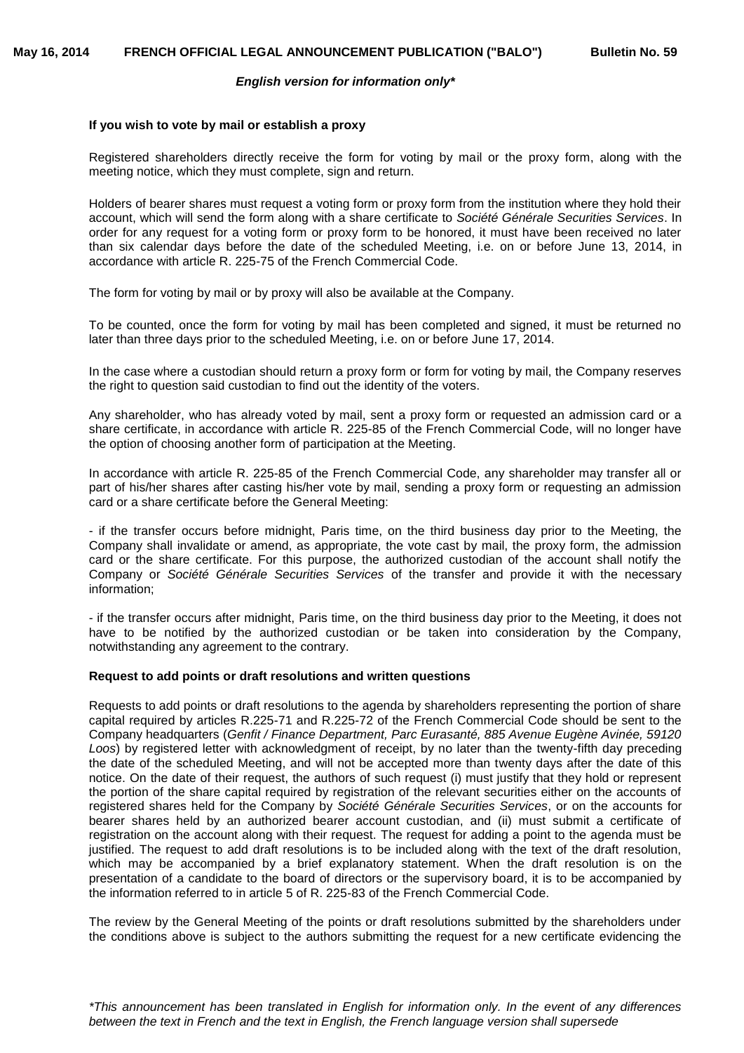*English version for information only**

**If you wish to vote by mail or establish a proxy**

Registered shareholders directly receive the form for voting by mail or the proxy form, along with the meeting notice, which they must complete, sign and return.

Holders of bearer shares must request a voting form or proxy form from the institution where they hold their account, which will send the form along with a share certificate to *Société Générale Securities Services*. In order for any request for a voting form or proxy form to be honored, it must have been received no later than six calendar days before the date of the scheduled Meeting, i.e. on or before June 13, 2014, in accordance with article R. 225-75 of the French Commercial Code.

The form for voting by mail or by proxy will also be available at the Company.

To be counted, once the form for voting by mail has been completed and signed, it must be returned no later than three days prior to the scheduled Meeting, i.e. on or before June 17, 2014.

In the case where a custodian should return a proxy form or form for voting by mail, the Company reserves the right to question said custodian to find out the identity of the voters.

Any shareholder, who has already voted by mail, sent a proxy form or requested an admission card or a share certificate, in accordance with article R. 225-85 of the French Commercial Code, will no longer have the option of choosing another form of participation at the Meeting.

In accordance with article R. 225-85 of the French Commercial Code, any shareholder may transfer all or part of his/her shares after casting his/her vote by mail, sending a proxy form or requesting an admission card or a share certificate before the General Meeting:

- if the transfer occurs before midnight, Paris time, on the third business day prior to the Meeting, the Company shall invalidate or amend, as appropriate, the vote cast by mail, the proxy form, the admission card or the share certificate. For this purpose, the authorized custodian of the account shall notify the Company or *Société Générale Securities Services* of the transfer and provide it with the necessary information;

- if the transfer occurs after midnight, Paris time, on the third business day prior to the Meeting, it does not have to be notified by the authorized custodian or be taken into consideration by the Company, notwithstanding any agreement to the contrary.

**Request to add points or draft resolutions and written questions**

Requests to add points or draft resolutions to the agenda by shareholders representing the portion of share capital required by articles R.225-71 and R.225-72 of the French Commercial Code should be sent to the Company headquarters (*Genfit / Finance Department, Parc Eurasanté, 885 Avenue Eugène Avinée, 59120 Loos*) by registered letter with acknowledgment of receipt, by no later than the twenty-fifth day preceding the date of the scheduled Meeting, and will not be accepted more than twenty days after the date of this notice. On the date of their request, the authors of such request (i) must justify that they hold or represent the portion of the share capital required by registration of the relevant securities either on the accounts of registered shares held for the Company by *Société Générale Securities Services*, or on the accounts for bearer shares held by an authorized bearer account custodian, and (ii) must submit a certificate of registration on the account along with their request. The request for adding a point to the agenda must be justified. The request to add draft resolutions is to be included along with the text of the draft resolution, which may be accompanied by a brief explanatory statement. When the draft resolution is on the presentation of a candidate to the board of directors or the supervisory board, it is to be accompanied by the information referred to in article 5 of R. 225-83 of the French Commercial Code.

The review by the General Meeting of the points or draft resolutions submitted by the shareholders under the conditions above is subject to the authors submitting the request for a new certificate evidencing the

*\*This announcement has been translated in English for information only. In the event of any differences between the text in French and the text in English, the French language version shall supersede*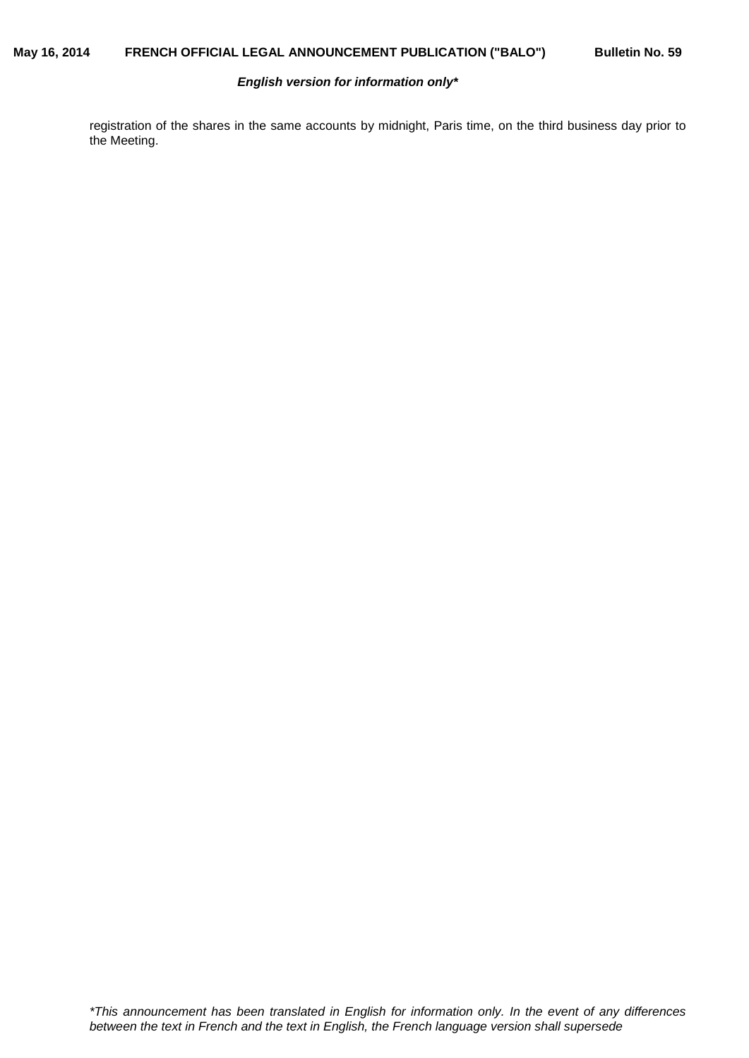registration of the shares in the same accounts by midnight, Paris time, on the third business day prior to the Meeting.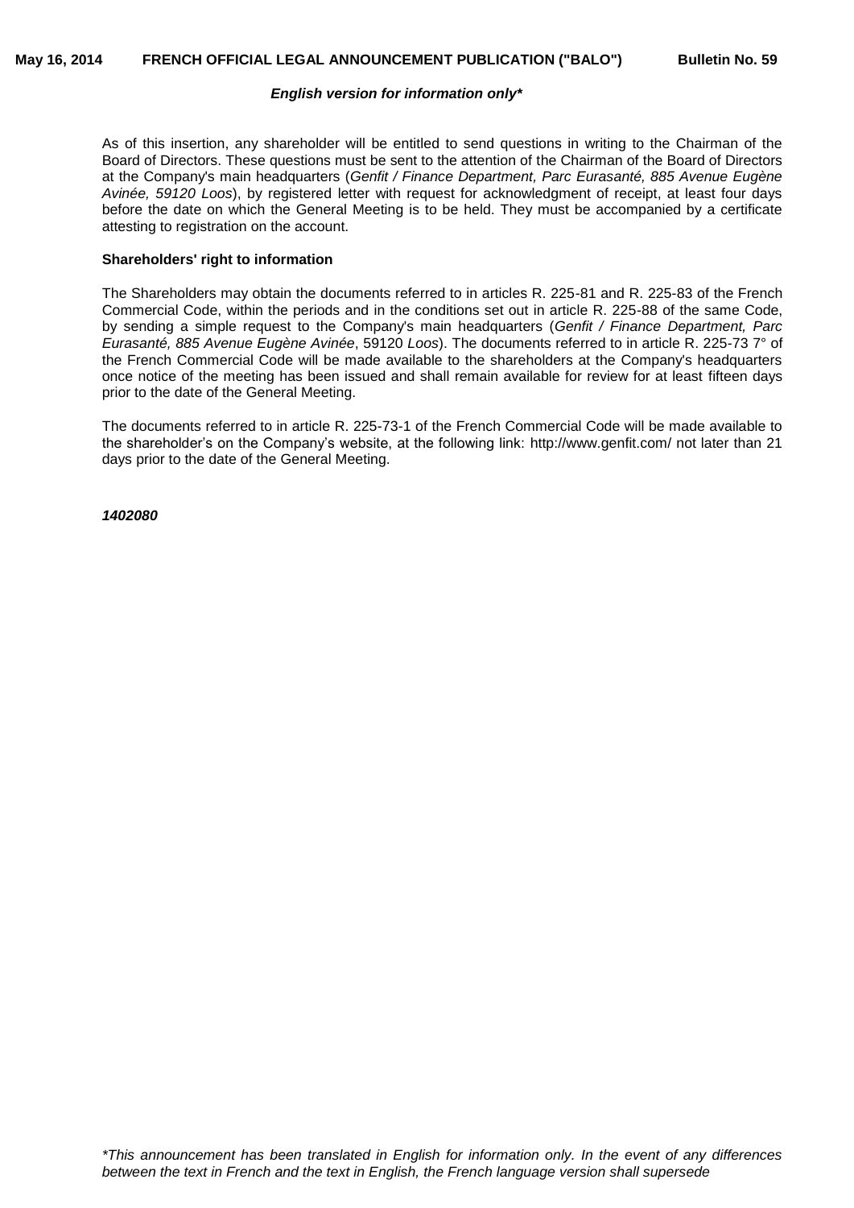As of this insertion, any shareholder will be entitled to send questions in writing to the Chairman of the Board of Directors. These questions must be sent to the attention of the Chairman of the Board of Directors at the Company's main headquarters (*Genfit / Finance Department, Parc Eurasanté, 885 Avenue Eugène Avinée, 59120 Loos*), by registered letter with request for acknowledgment of receipt, at least four days before the date on which the General Meeting is to be held. They must be accompanied by a certificate attesting to registration on the account.

**Shareholders' right to information**

The Shareholders may obtain the documents referred to in articles R. 225-81 and R. 225-83 of the French Commercial Code, within the periods and in the conditions set out in article R. 225-88 of the same Code, by sending a simple request to the Company's main headquarters (*Genfit / Finance Department, Parc Eurasanté, 885 Avenue Eugène Avinée*, 59120 *Loos*). The documents referred to in article R. 225-73 7° of the French Commercial Code will be made available to the shareholders at the Company's headquarters once notice of the meeting has been issued and shall remain available for review for at least fifteen days prior to the date of the General Meeting.

The documents referred to in article R. 225-73-1 of the French Commercial Code will be made available to the shareholder's on the Company's website, at the following link: http://www.genfit.com/ not later than 21 days prior to the date of the General Meeting.

***1402080***